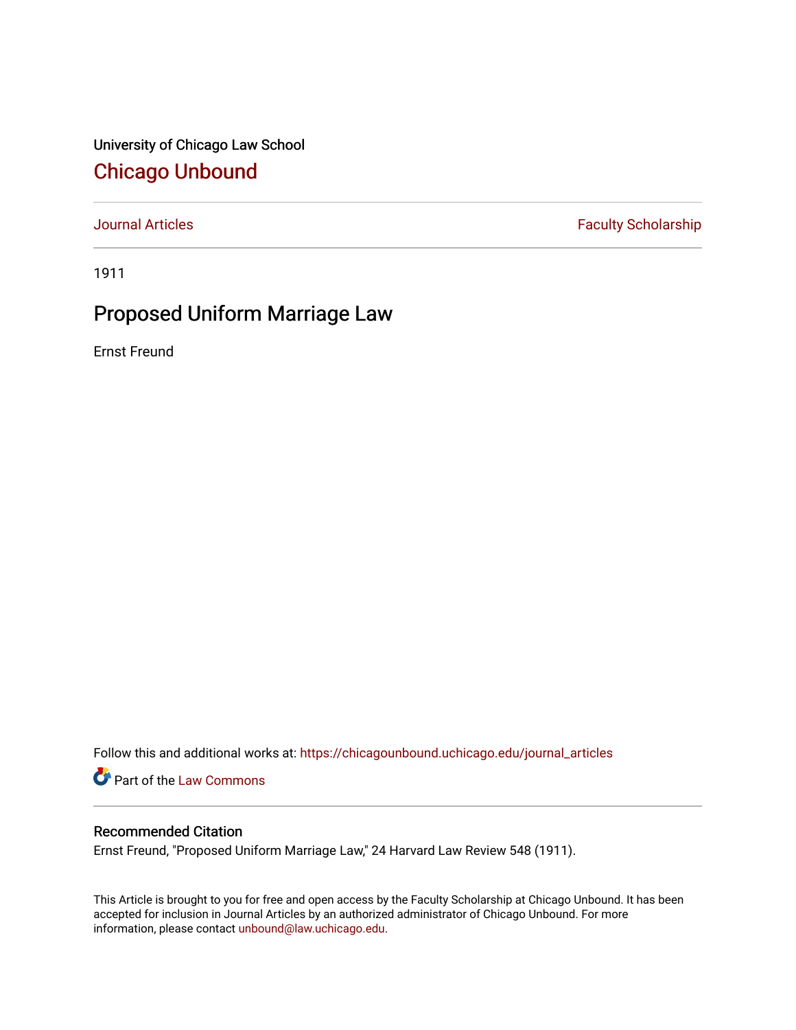University of Chicago Law School

# Chicago Unbound

Journal Articles | Faculty Scholarship

1911

## Proposed Uniform Marriage Law

Ernst Freund

Follow this and additional works at: https://chicagounbound.uchicago.edu/journal_articles

Part of the Law Commons

### Recommended Citation

Ernst Freund, "Proposed Uniform Marriage Law," 24 Harvard Law Review 548 (1911).

This Article is brought to you for free and open access by the Faculty Scholarship at Chicago Unbound. It has been accepted for inclusion in Journal Articles by an authorized administrator of Chicago Unbound. For more information, please contact unbound@law.uchicago.edu.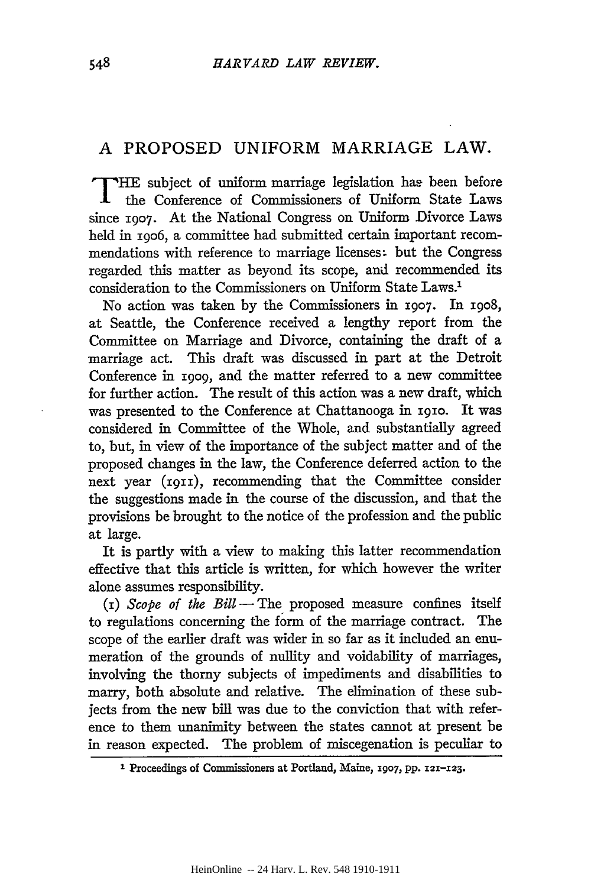# A PROPOSED UNIFORM MARRIAGE LAW.

THE subject of uniform marriage legislation has been before the Conference of Commissioners of Uniform State Laws since 1907. At the National Congress on Uniform Divorce Laws held in 1906, a committee had submitted certain important recommendations with reference to marriage licenses: but the Congress regarded this matter as beyond its scope, and recommended its consideration to the Commissioners on Uniform State Laws.[1]

No action was taken by the Commissioners in 1907. In 1908, at Seattle, the Conference received a lengthy report from the Committee on Marriage and Divorce, containing the draft of a marriage act. This draft was discussed in part at the Detroit Conference in 1909, and the matter referred to a new committee for further action. The result of this action was a new draft, which was presented to the Conference at Chattanooga in 1910. It was considered in Committee of the Whole, and substantially agreed to, but, in view of the importance of the subject matter and of the proposed changes in the law, the Conference deferred action to the next year (1911), recommending that the Committee consider the suggestions made in the course of the discussion, and that the provisions be brought to the notice of the profession and the public at large.

It is partly with a view to making this latter recommendation effective that this article is written, for which however the writer alone assumes responsibility.

(1) *Scope of the Bill* — The proposed measure confines itself to regulations concerning the form of the marriage contract. The scope of the earlier draft was wider in so far as it included an enumeration of the grounds of nullity and voidability of marriages, involving the thorny subjects of impediments and disabilities to marry, both absolute and relative. The elimination of these subjects from the new bill was due to the conviction that with reference to them unanimity between the states cannot at present be in reason expected. The problem of miscegenation is peculiar to

---

[1] Proceedings of Commissioners at Portland, Maine, 1907, pp. 121–123.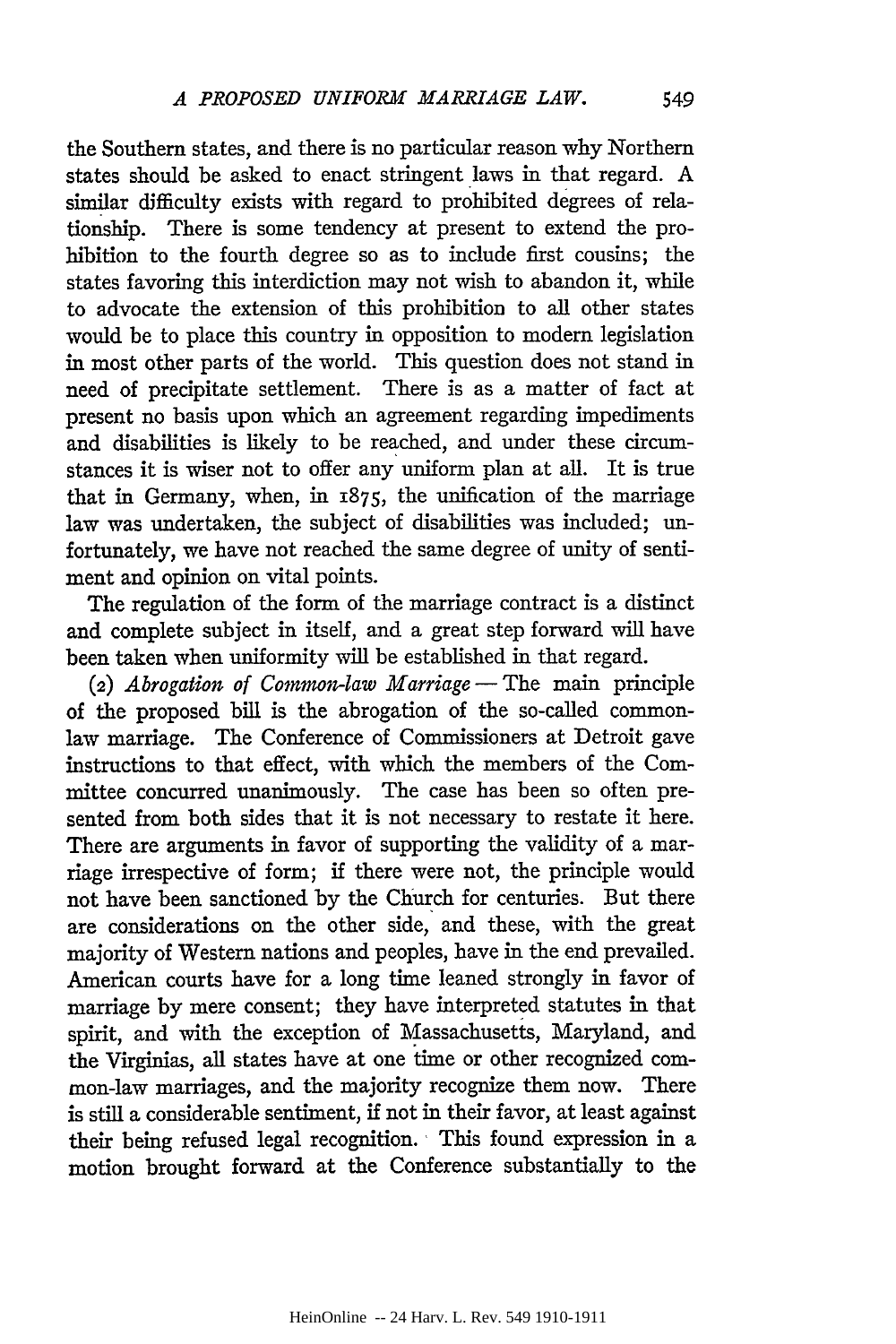the Southern states, and there is no particular reason why Northern states should be asked to enact stringent laws in that regard. A similar difficulty exists with regard to prohibited degrees of relationship. There is some tendency at present to extend the prohibition to the fourth degree so as to include first cousins; the states favoring this interdiction may not wish to abandon it, while to advocate the extension of this prohibition to all other states would be to place this country in opposition to modern legislation in most other parts of the world. This question does not stand in need of precipitate settlement. There is as a matter of fact at present no basis upon which an agreement regarding impediments and disabilities is likely to be reached, and under these circumstances it is wiser not to offer any uniform plan at all. It is true that in Germany, when, in 1875, the unification of the marriage law was undertaken, the subject of disabilities was included; unfortunately, we have not reached the same degree of unity of sentiment and opinion on vital points.

The regulation of the form of the marriage contract is a distinct and complete subject in itself, and a great step forward will have been taken when uniformity will be established in that regard.

(2) *Abrogation of Common-law Marriage* — The main principle of the proposed bill is the abrogation of the so-called common-law marriage. The Conference of Commissioners at Detroit gave instructions to that effect, with which the members of the Committee concurred unanimously. The case has been so often presented from both sides that it is not necessary to restate it here. There are arguments in favor of supporting the validity of a marriage irrespective of form; if there were not, the principle would not have been sanctioned by the Church for centuries. But there are considerations on the other side, and these, with the great majority of Western nations and peoples, have in the end prevailed. American courts have for a long time leaned strongly in favor of marriage by mere consent; they have interpreted statutes in that spirit, and with the exception of Massachusetts, Maryland, and the Virginias, all states have at one time or other recognized common-law marriages, and the majority recognize them now. There is still a considerable sentiment, if not in their favor, at least against their being refused legal recognition. This found expression in a motion brought forward at the Conference substantially to the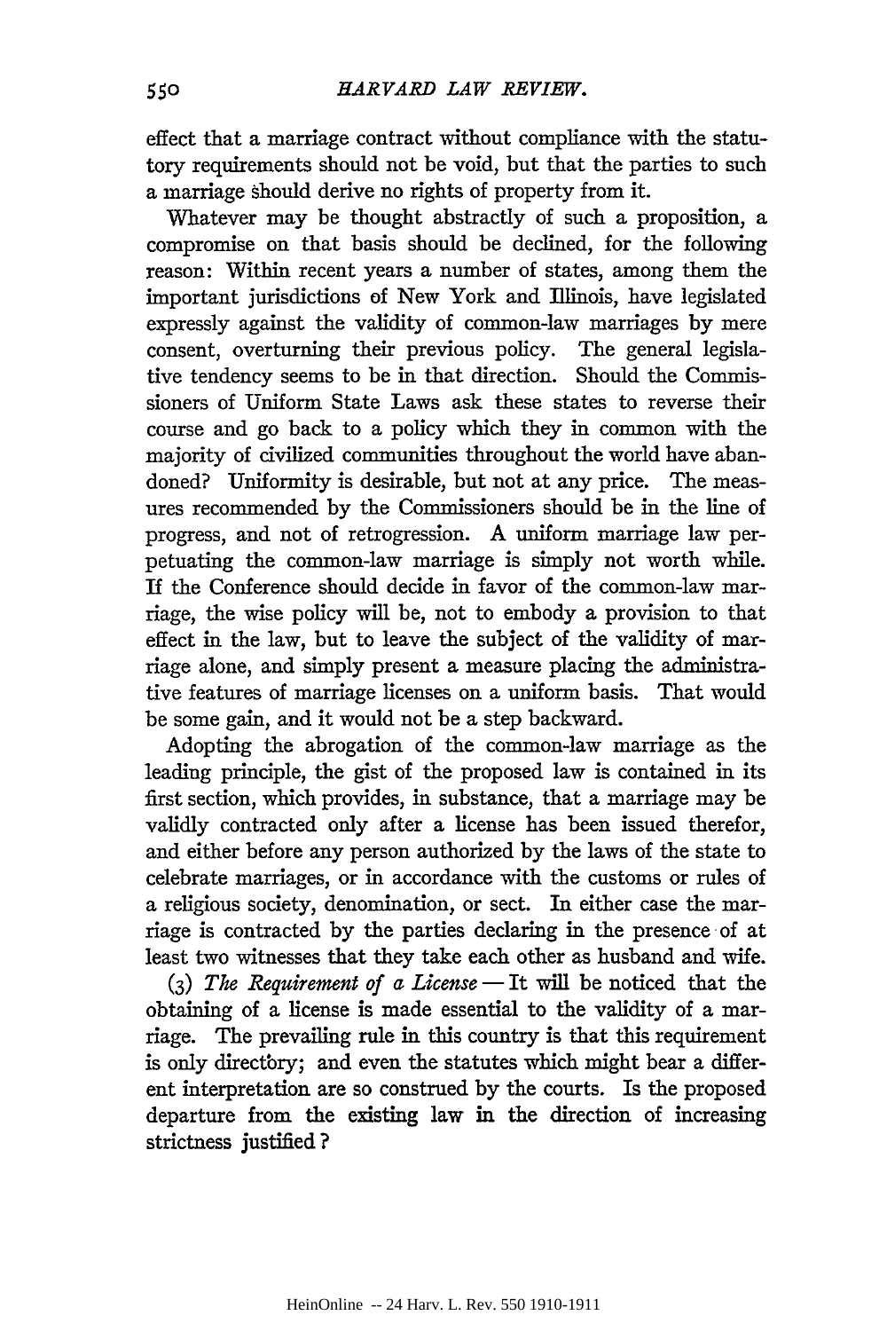effect that a marriage contract without compliance with the statutory requirements should not be void, but that the parties to such a marriage should derive no rights of property from it.

Whatever may be thought abstractly of such a proposition, a compromise on that basis should be declined, for the following reason: Within recent years a number of states, among them the important jurisdictions of New York and Illinois, have legislated expressly against the validity of common-law marriages by mere consent, overturning their previous policy. The general legislative tendency seems to be in that direction. Should the Commissioners of Uniform State Laws ask these states to reverse their course and go back to a policy which they in common with the majority of civilized communities throughout the world have abandoned? Uniformity is desirable, but not at any price. The measures recommended by the Commissioners should be in the line of progress, and not of retrogression. A uniform marriage law perpetuating the common-law marriage is simply not worth while. If the Conference should decide in favor of the common-law marriage, the wise policy will be, not to embody a provision to that effect in the law, but to leave the subject of the validity of marriage alone, and simply present a measure placing the administrative features of marriage licenses on a uniform basis. That would be some gain, and it would not be a step backward.

Adopting the abrogation of the common-law marriage as the leading principle, the gist of the proposed law is contained in its first section, which provides, in substance, that a marriage may be validly contracted only after a license has been issued therefor, and either before any person authorized by the laws of the state to celebrate marriages, or in accordance with the customs or rules of a religious society, denomination, or sect. In either case the marriage is contracted by the parties declaring in the presence of at least two witnesses that they take each other as husband and wife.

(3) *The Requirement of a License* — It will be noticed that the obtaining of a license is made essential to the validity of a marriage. The prevailing rule in this country is that this requirement is only directory; and even the statutes which might bear a different interpretation are so construed by the courts. Is the proposed departure from the existing law in the direction of increasing strictness justified?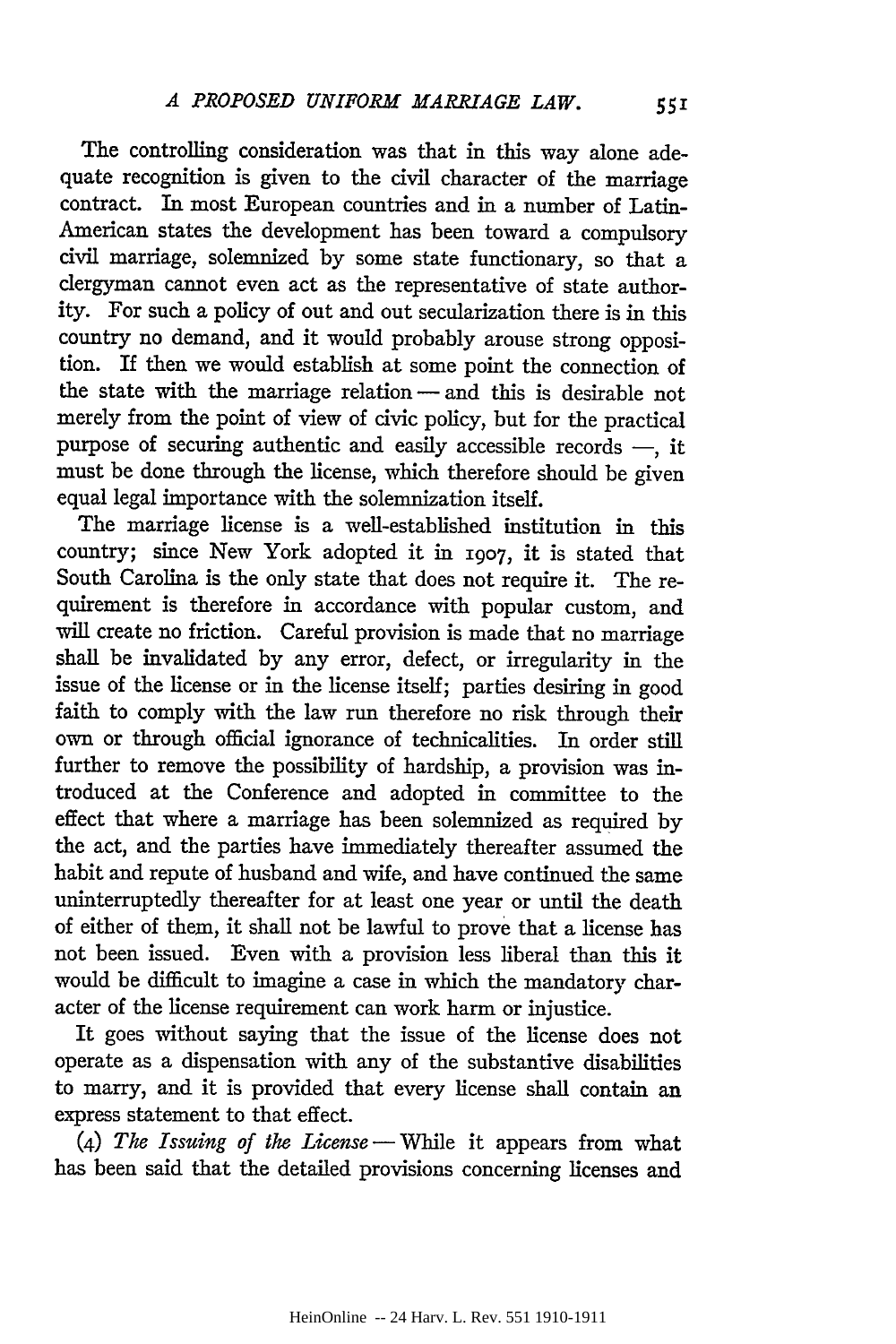The controlling consideration was that in this way alone adequate recognition is given to the civil character of the marriage contract. In most European countries and in a number of Latin-American states the development has been toward a compulsory civil marriage, solemnized by some state functionary, so that a clergyman cannot even act as the representative of state authority. For such a policy of out and out secularization there is in this country no demand, and it would probably arouse strong opposition. If then we would establish at some point the connection of the state with the marriage relation — and this is desirable not merely from the point of view of civic policy, but for the practical purpose of securing authentic and easily accessible records —, it must be done through the license, which therefore should be given equal legal importance with the solemnization itself.

The marriage license is a well-established institution in this country; since New York adopted it in 1907, it is stated that South Carolina is the only state that does not require it. The requirement is therefore in accordance with popular custom, and will create no friction. Careful provision is made that no marriage shall be invalidated by any error, defect, or irregularity in the issue of the license or in the license itself; parties desiring in good faith to comply with the law run therefore no risk through their own or through official ignorance of technicalities. In order still further to remove the possibility of hardship, a provision was introduced at the Conference and adopted in committee to the effect that where a marriage has been solemnized as required by the act, and the parties have immediately thereafter assumed the habit and repute of husband and wife, and have continued the same uninterruptedly thereafter for at least one year or until the death of either of them, it shall not be lawful to prove that a license has not been issued. Even with a provision less liberal than this it would be difficult to imagine a case in which the mandatory character of the license requirement can work harm or injustice.

It goes without saying that the issue of the license does not operate as a dispensation with any of the substantive disabilities to marry, and it is provided that every license shall contain an express statement to that effect.

(4) *The Issuing of the License* — While it appears from what has been said that the detailed provisions concerning licenses and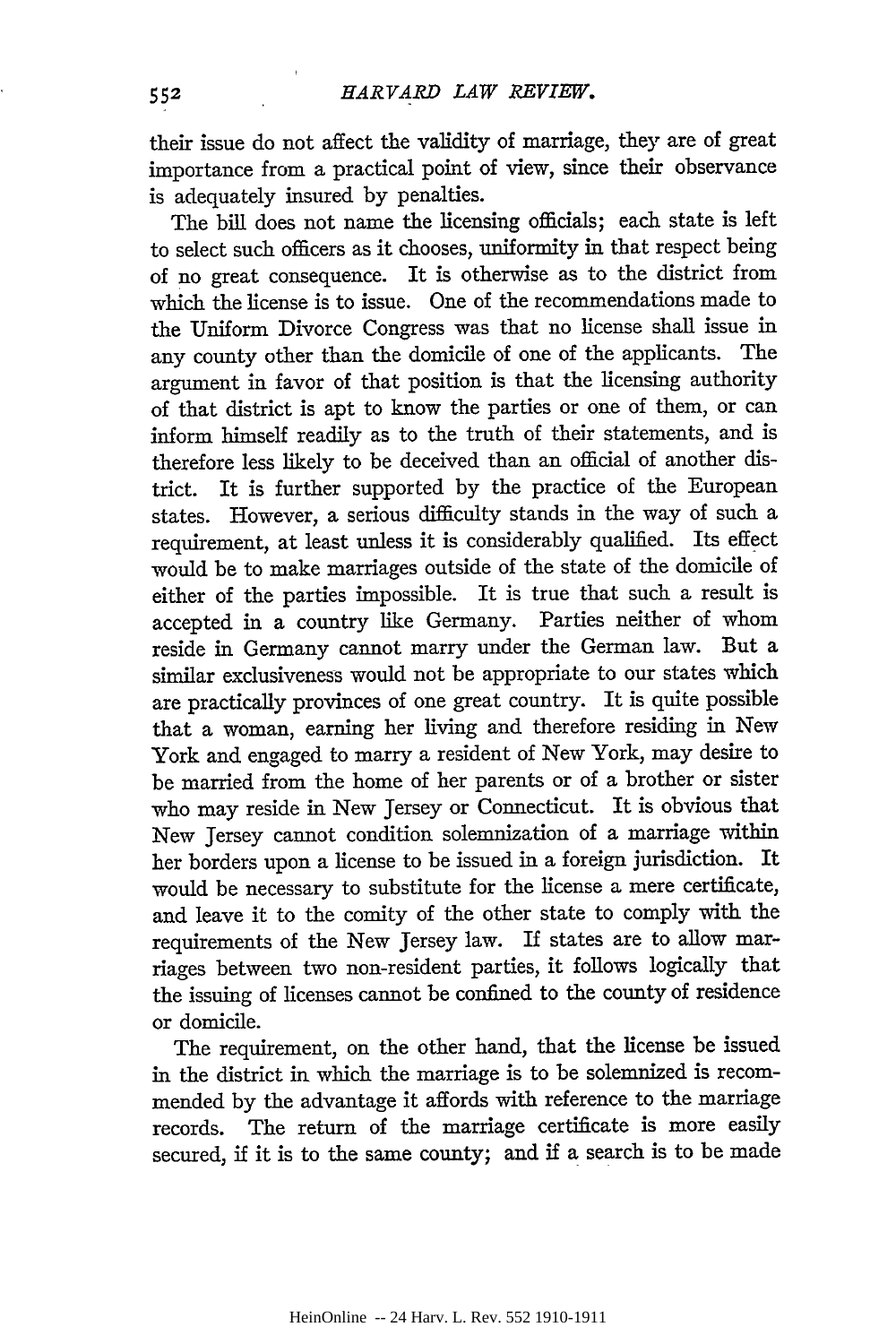their issue do not affect the validity of marriage, they are of great importance from a practical point of view, since their observance is adequately insured by penalties.

The bill does not name the licensing officials; each state is left to select such officers as it chooses, uniformity in that respect being of no great consequence. It is otherwise as to the district from which the license is to issue. One of the recommendations made to the Uniform Divorce Congress was that no license shall issue in any county other than the domicile of one of the applicants. The argument in favor of that position is that the licensing authority of that district is apt to know the parties or one of them, or can inform himself readily as to the truth of their statements, and is therefore less likely to be deceived than an official of another district. It is further supported by the practice of the European states. However, a serious difficulty stands in the way of such a requirement, at least unless it is considerably qualified. Its effect would be to make marriages outside of the state of the domicile of either of the parties impossible. It is true that such a result is accepted in a country like Germany. Parties neither of whom reside in Germany cannot marry under the German law. But a similar exclusiveness would not be appropriate to our states which are practically provinces of one great country. It is quite possible that a woman, earning her living and therefore residing in New York and engaged to marry a resident of New York, may desire to be married from the home of her parents or of a brother or sister who may reside in New Jersey or Connecticut. It is obvious that New Jersey cannot condition solemnization of a marriage within her borders upon a license to be issued in a foreign jurisdiction. It would be necessary to substitute for the license a mere certificate, and leave it to the comity of the other state to comply with the requirements of the New Jersey law. If states are to allow marriages between two non-resident parties, it follows logically that the issuing of licenses cannot be confined to the county of residence or domicile.

The requirement, on the other hand, that the license be issued in the district in which the marriage is to be solemnized is recommended by the advantage it affords with reference to the marriage records. The return of the marriage certificate is more easily secured, if it is to the same county; and if a search is to be made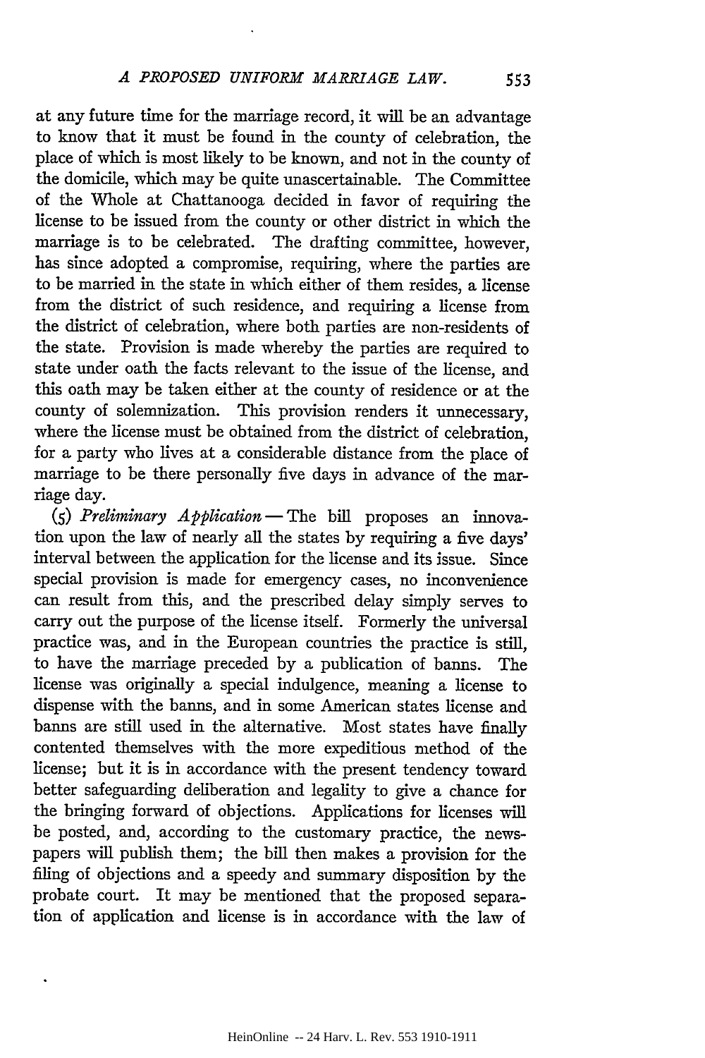at any future time for the marriage record, it will be an advantage to know that it must be found in the county of celebration, the place of which is most likely to be known, and not in the county of the domicile, which may be quite unascertainable. The Committee of the Whole at Chattanooga decided in favor of requiring the license to be issued from the county or other district in which the marriage is to be celebrated. The drafting committee, however, has since adopted a compromise, requiring, where the parties are to be married in the state in which either of them resides, a license from the district of such residence, and requiring a license from the district of celebration, where both parties are non-residents of the state. Provision is made whereby the parties are required to state under oath the facts relevant to the issue of the license, and this oath may be taken either at the county of residence or at the county of solemnization. This provision renders it unnecessary, where the license must be obtained from the district of celebration, for a party who lives at a considerable distance from the place of marriage to be there personally five days in advance of the marriage day.

(5) *Preliminary Application* — The bill proposes an innovation upon the law of nearly all the states by requiring a five days' interval between the application for the license and its issue. Since special provision is made for emergency cases, no inconvenience can result from this, and the prescribed delay simply serves to carry out the purpose of the license itself. Formerly the universal practice was, and in the European countries the practice is still, to have the marriage preceded by a publication of banns. The license was originally a special indulgence, meaning a license to dispense with the banns, and in some American states license and banns are still used in the alternative. Most states have finally contented themselves with the more expeditious method of the license; but it is in accordance with the present tendency toward better safeguarding deliberation and legality to give a chance for the bringing forward of objections. Applications for licenses will be posted, and, according to the customary practice, the newspapers will publish them; the bill then makes a provision for the filing of objections and a speedy and summary disposition by the probate court. It may be mentioned that the proposed separation of application and license is in accordance with the law of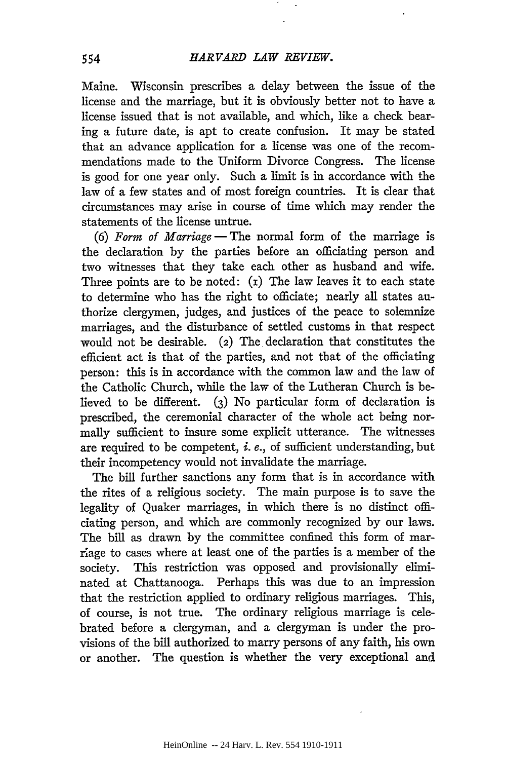Maine. Wisconsin prescribes a delay between the issue of the license and the marriage, but it is obviously better not to have a license issued that is not available, and which, like a check bearing a future date, is apt to create confusion. It may be stated that an advance application for a license was one of the recommendations made to the Uniform Divorce Congress. The license is good for one year only. Such a limit is in accordance with the law of a few states and of most foreign countries. It is clear that circumstances may arise in course of time which may render the statements of the license untrue.

(6) *Form of Marriage* — The normal form of the marriage is the declaration by the parties before an officiating person and two witnesses that they take each other as husband and wife. Three points are to be noted: (1) The law leaves it to each state to determine who has the right to officiate; nearly all states authorize clergymen, judges, and justices of the peace to solemnize marriages, and the disturbance of settled customs in that respect would not be desirable. (2) The declaration that constitutes the efficient act is that of the parties, and not that of the officiating person: this is in accordance with the common law and the law of the Catholic Church, while the law of the Lutheran Church is believed to be different. (3) No particular form of declaration is prescribed, the ceremonial character of the whole act being normally sufficient to insure some explicit utterance. The witnesses are required to be competent, *i. e.*, of sufficient understanding, but their incompetency would not invalidate the marriage.

The bill further sanctions any form that is in accordance with the rites of a religious society. The main purpose is to save the legality of Quaker marriages, in which there is no distinct officiating person, and which are commonly recognized by our laws. The bill as drawn by the committee confined this form of marriage to cases where at least one of the parties is a member of the society. This restriction was opposed and provisionally eliminated at Chattanooga. Perhaps this was due to an impression that the restriction applied to ordinary religious marriages. This, of course, is not true. The ordinary religious marriage is celebrated before a clergyman, and a clergyman is under the provisions of the bill authorized to marry persons of any faith, his own or another. The question is whether the very exceptional and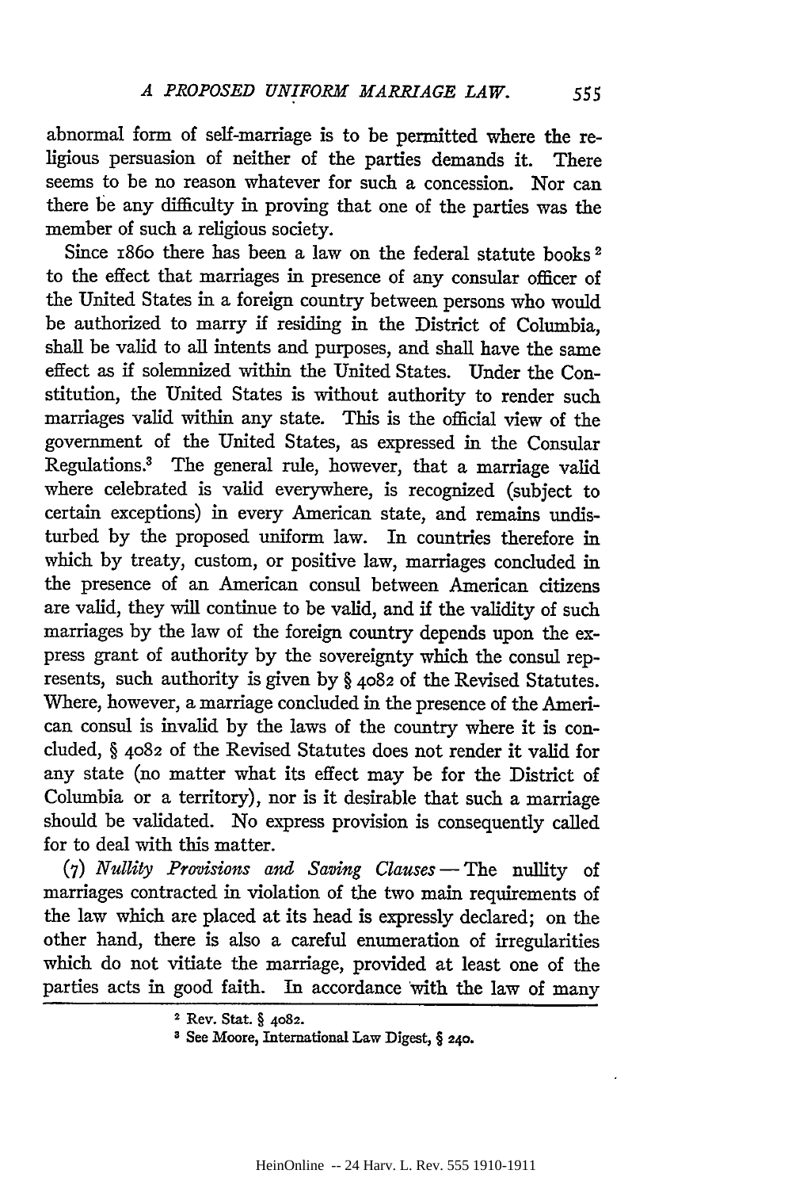abnormal form of self-marriage is to be permitted where the religious persuasion of neither of the parties demands it. There seems to be no reason whatever for such a concession. Nor can there be any difficulty in proving that one of the parties was the member of such a religious society.

Since 1860 there has been a law on the federal statute books [2] to the effect that marriages in presence of any consular officer of the United States in a foreign country between persons who would be authorized to marry if residing in the District of Columbia, shall be valid to all intents and purposes, and shall have the same effect as if solemnized within the United States. Under the Constitution, the United States is without authority to render such marriages valid within any state. This is the official view of the government of the United States, as expressed in the Consular Regulations.[3] The general rule, however, that a marriage valid where celebrated is valid everywhere, is recognized (subject to certain exceptions) in every American state, and remains undisturbed by the proposed uniform law. In countries therefore in which by treaty, custom, or positive law, marriages concluded in the presence of an American consul between American citizens are valid, they will continue to be valid, and if the validity of such marriages by the law of the foreign country depends upon the express grant of authority by the sovereignty which the consul represents, such authority is given by § 4082 of the Revised Statutes. Where, however, a marriage concluded in the presence of the American consul is invalid by the laws of the country where it is concluded, § 4082 of the Revised Statutes does not render it valid for any state (no matter what its effect may be for the District of Columbia or a territory), nor is it desirable that such a marriage should be validated. No express provision is consequently called for to deal with this matter.

(7) *Nullity Provisions and Saving Clauses* — The nullity of marriages contracted in violation of the two main requirements of the law which are placed at its head is expressly declared; on the other hand, there is also a careful enumeration of irregularities which do not vitiate the marriage, provided at least one of the parties acts in good faith. In accordance with the law of many

---

[2] Rev. Stat. § 4082.

[3] See Moore, International Law Digest, § 240.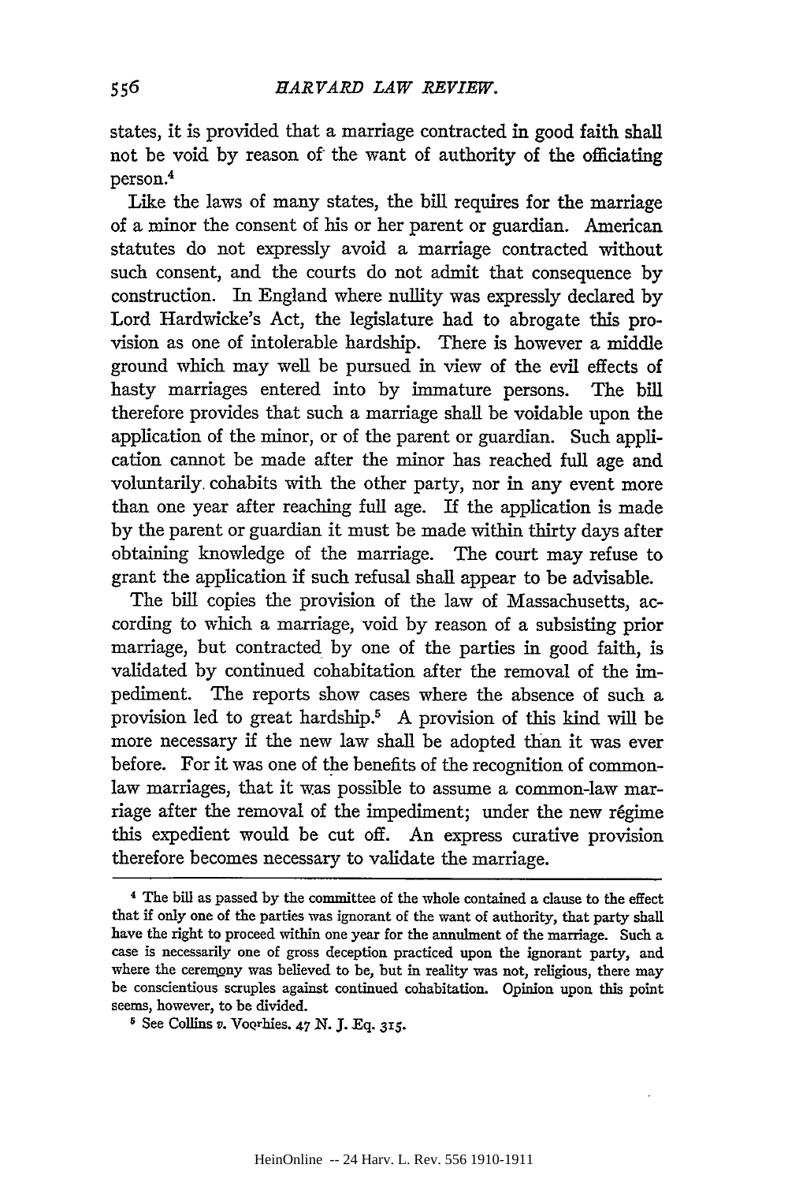states, it is provided that a marriage contracted in good faith shall not be void by reason of the want of authority of the officiating person.[4]

Like the laws of many states, the bill requires for the marriage of a minor the consent of his or her parent or guardian. American statutes do not expressly avoid a marriage contracted without such consent, and the courts do not admit that consequence by construction. In England where nullity was expressly declared by Lord Hardwicke's Act, the legislature had to abrogate this provision as one of intolerable hardship. There is however a middle ground which may well be pursued in view of the evil effects of hasty marriages entered into by immature persons. The bill therefore provides that such a marriage shall be voidable upon the application of the minor, or of the parent or guardian. Such application cannot be made after the minor has reached full age and voluntarily cohabits with the other party, nor in any event more than one year after reaching full age. If the application is made by the parent or guardian it must be made within thirty days after obtaining knowledge of the marriage. The court may refuse to grant the application if such refusal shall appear to be advisable.

The bill copies the provision of the law of Massachusetts, according to which a marriage, void by reason of a subsisting prior marriage, but contracted by one of the parties in good faith, is validated by continued cohabitation after the removal of the impediment. The reports show cases where the absence of such a provision led to great hardship.[5] A provision of this kind will be more necessary if the new law shall be adopted than it was ever before. For it was one of the benefits of the recognition of common-law marriages, that it was possible to assume a common-law marriage after the removal of the impediment; under the new régime this expedient would be cut off. An express curative provision therefore becomes necessary to validate the marriage.

---

[4] The bill as passed by the committee of the whole contained a clause to the effect that if only one of the parties was ignorant of the want of authority, that party shall have the right to proceed within one year for the annulment of the marriage. Such a case is necessarily one of gross deception practiced upon the ignorant party, and where the ceremony was believed to be, but in reality was not, religious, there may be conscientious scruples against continued cohabitation. Opinion upon this point seems, however, to be divided.

[5] See Collins *v.* Voorhies. 47 N. J. Eq. 315.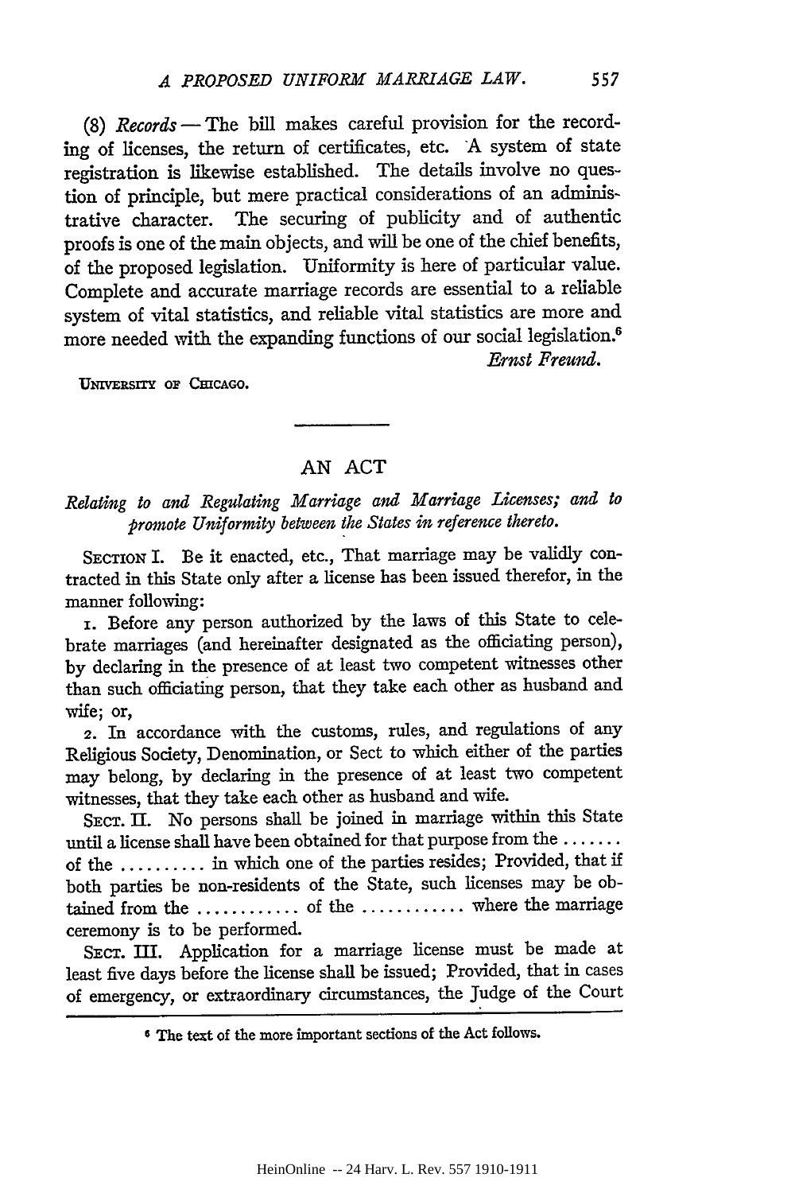(8) *Records* — The bill makes careful provision for the recording of licenses, the return of certificates, etc. A system of state registration is likewise established. The details involve no question of principle, but mere practical considerations of an administrative character. The securing of publicity and of authentic proofs is one of the main objects, and will be one of the chief benefits, of the proposed legislation. Uniformity is here of particular value. Complete and accurate marriage records are essential to a reliable system of vital statistics, and reliable vital statistics are more and more needed with the expanding functions of our social legislation.[6]

*Ernst Freund.*

UNIVERSITY OF CHICAGO.

---

## AN ACT

*Relating to and Regulating Marriage and Marriage Licenses; and to promote Uniformity between the States in reference thereto.*

SECTION I. Be it enacted, etc., That marriage may be validly contracted in this State only after a license has been issued therefor, in the manner following:

1. Before any person authorized by the laws of this State to celebrate marriages (and hereinafter designated as the officiating person), by declaring in the presence of at least two competent witnesses other than such officiating person, that they take each other as husband and wife; or,

2. In accordance with the customs, rules, and regulations of any Religious Society, Denomination, or Sect to which either of the parties may belong, by declaring in the presence of at least two competent witnesses, that they take each other as husband and wife.

SECT. II. No persons shall be joined in marriage within this State until a license shall have been obtained for that purpose from the ....... of the .......... in which one of the parties resides; Provided, that if both parties be non-residents of the State, such licenses may be obtained from the ............ of the ............ where the marriage ceremony is to be performed.

SECT. III. Application for a marriage license must be made at least five days before the license shall be issued; Provided, that in cases of emergency, or extraordinary circumstances, the Judge of the Court

[6] The text of the more important sections of the Act follows.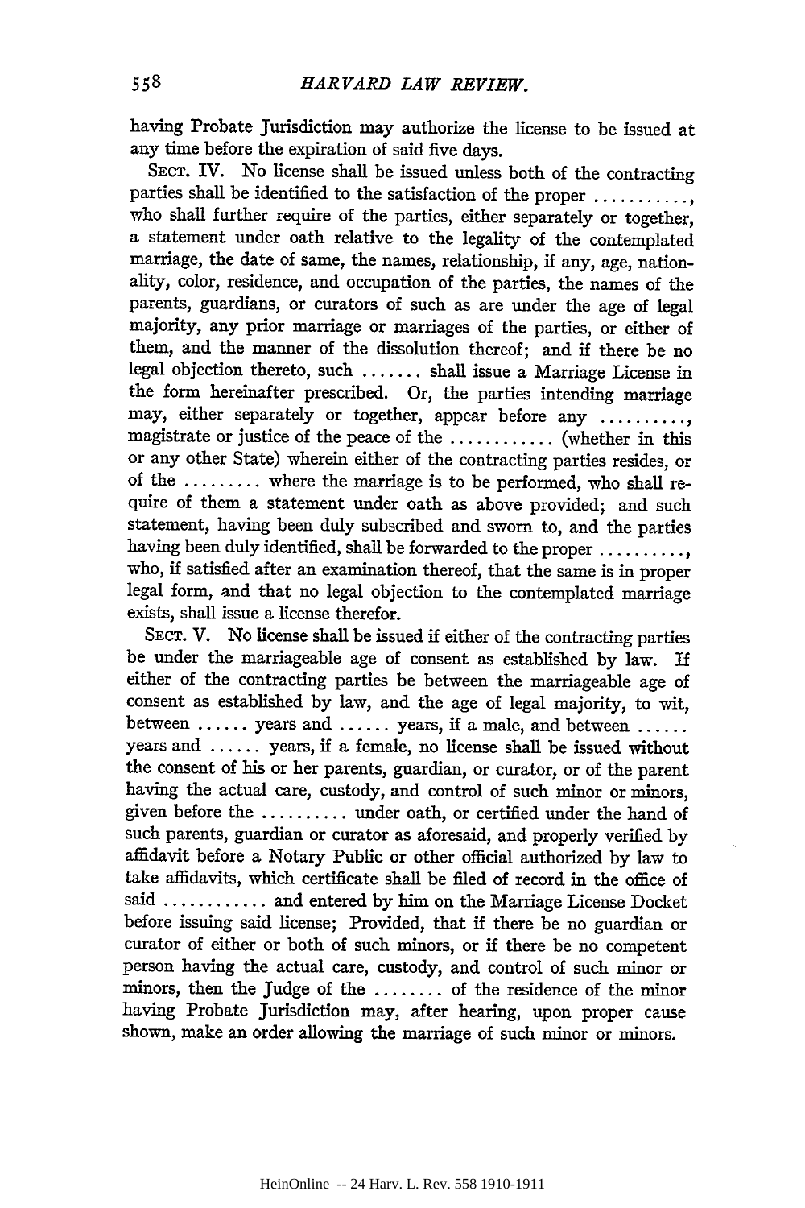having Probate Jurisdiction may authorize the license to be issued at any time before the expiration of said five days.

SECT. IV. No license shall be issued unless both of the contracting parties shall be identified to the satisfaction of the proper .........., who shall further require of the parties, either separately or together, a statement under oath relative to the legality of the contemplated marriage, the date of same, the names, relationship, if any, age, nationality, color, residence, and occupation of the parties, the names of the parents, guardians, or curators of such as are under the age of legal majority, any prior marriage or marriages of the parties, or either of them, and the manner of the dissolution thereof; and if there be no legal objection thereto, such ....... shall issue a Marriage License in the form hereinafter prescribed. Or, the parties intending marriage may, either separately or together, appear before any .........., magistrate or justice of the peace of the ............ (whether in this or any other State) wherein either of the contracting parties resides, or of the ......... where the marriage is to be performed, who shall require of them a statement under oath as above provided; and such statement, having been duly subscribed and sworn to, and the parties having been duly identified, shall be forwarded to the proper .........., who, if satisfied after an examination thereof, that the same is in proper legal form, and that no legal objection to the contemplated marriage exists, shall issue a license therefor.

SECT. V. No license shall be issued if either of the contracting parties be under the marriageable age of consent as established by law. If either of the contracting parties be between the marriageable age of consent as established by law, and the age of legal majority, to wit, between ...... years and ...... years, if a male, and between ...... years and ...... years, if a female, no license shall be issued without the consent of his or her parents, guardian, or curator, or of the parent having the actual care, custody, and control of such minor or minors, given before the .......... under oath, or certified under the hand of such parents, guardian or curator as aforesaid, and properly verified by affidavit before a Notary Public or other official authorized by law to take affidavits, which certificate shall be filed of record in the office of said ............ and entered by him on the Marriage License Docket before issuing said license; Provided, that if there be no guardian or curator of either or both of such minors, or if there be no competent person having the actual care, custody, and control of such minor or minors, then the Judge of the ........ of the residence of the minor having Probate Jurisdiction may, after hearing, upon proper cause shown, make an order allowing the marriage of such minor or minors.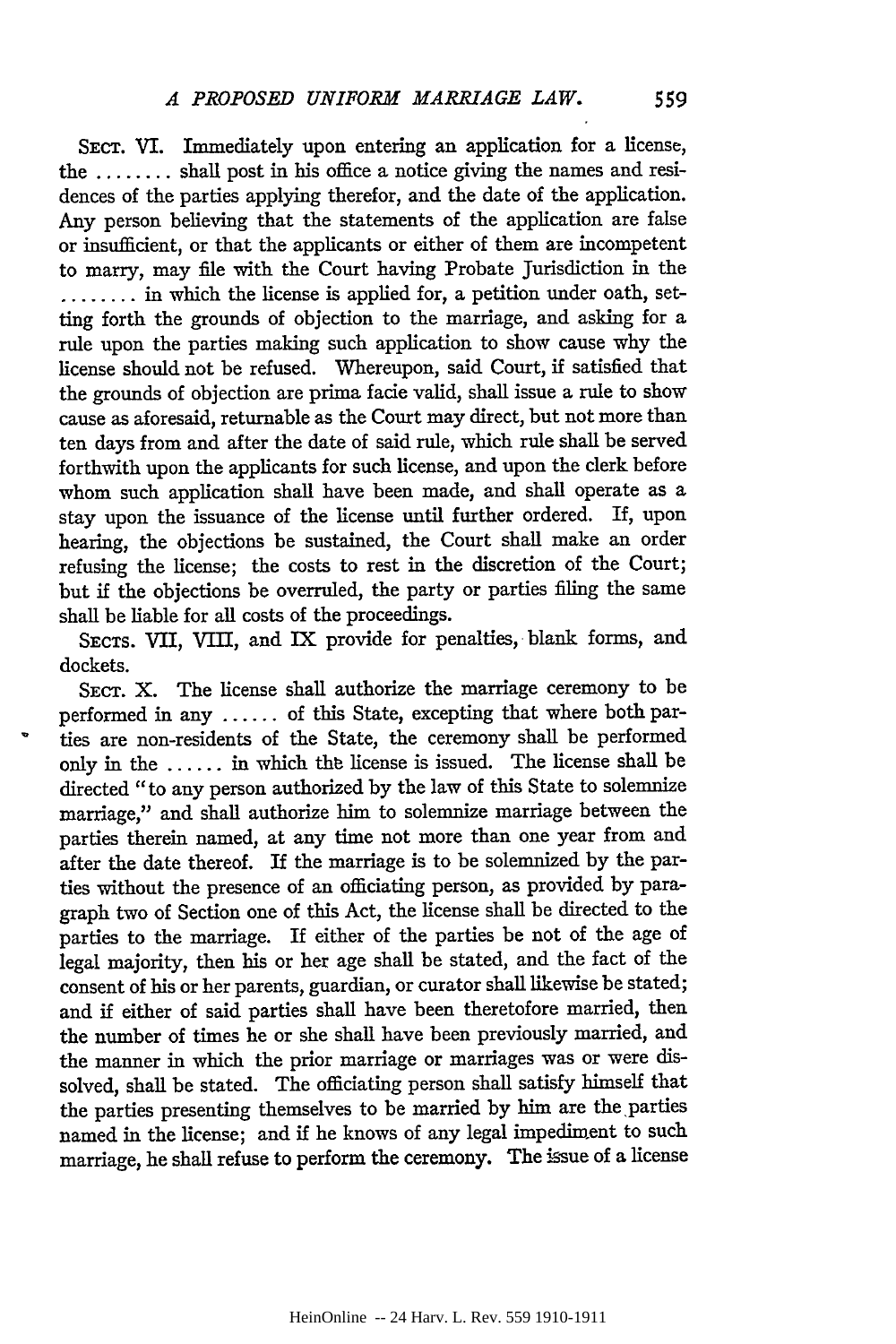SECT. VI. Immediately upon entering an application for a license, the ........ shall post in his office a notice giving the names and residences of the parties applying therefor, and the date of the application. Any person believing that the statements of the application are false or insufficient, or that the applicants or either of them are incompetent to marry, may file with the Court having Probate Jurisdiction in the ........ in which the license is applied for, a petition under oath, setting forth the grounds of objection to the marriage, and asking for a rule upon the parties making such application to show cause why the license should not be refused. Whereupon, said Court, if satisfied that the grounds of objection are prima facie valid, shall issue a rule to show cause as aforesaid, returnable as the Court may direct, but not more than ten days from and after the date of said rule, which rule shall be served forthwith upon the applicants for such license, and upon the clerk before whom such application shall have been made, and shall operate as a stay upon the issuance of the license until further ordered. If, upon hearing, the objections be sustained, the Court shall make an order refusing the license; the costs to rest in the discretion of the Court; but if the objections be overruled, the party or parties filing the same shall be liable for all costs of the proceedings.

SECTS. VII, VIII, and IX provide for penalties, blank forms, and dockets.

SECT. X. The license shall authorize the marriage ceremony to be performed in any ...... of this State, excepting that where both parties are non-residents of the State, the ceremony shall be performed only in the ...... in which the license is issued. The license shall be directed "to any person authorized by the law of this State to solemnize marriage," and shall authorize him to solemnize marriage between the parties therein named, at any time not more than one year from and after the date thereof. If the marriage is to be solemnized by the parties without the presence of an officiating person, as provided by paragraph two of Section one of this Act, the license shall be directed to the parties to the marriage. If either of the parties be not of the age of legal majority, then his or her age shall be stated, and the fact of the consent of his or her parents, guardian, or curator shall likewise be stated; and if either of said parties shall have been theretofore married, then the number of times he or she shall have been previously married, and the manner in which the prior marriage or marriages was or were dissolved, shall be stated. The officiating person shall satisfy himself that the parties presenting themselves to be married by him are the parties named in the license; and if he knows of any legal impediment to such marriage, he shall refuse to perform the ceremony. The issue of a license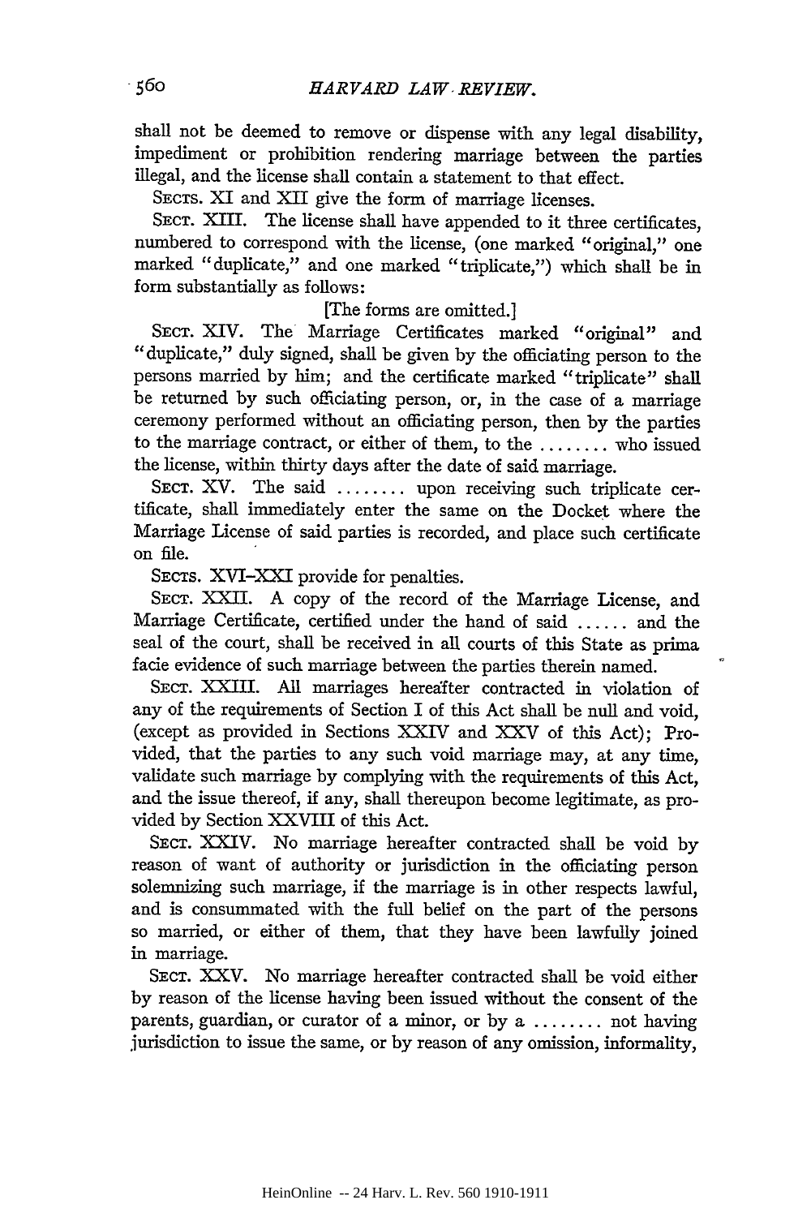shall not be deemed to remove or dispense with any legal disability, impediment or prohibition rendering marriage between the parties illegal, and the license shall contain a statement to that effect.

SECTS. XI and XII give the form of marriage licenses.

SECT. XIII. The license shall have appended to it three certificates, numbered to correspond with the license, (one marked "original," one marked "duplicate," and one marked "triplicate,") which shall be in form substantially as follows:

[The forms are omitted.]

SECT. XIV. The Marriage Certificates marked "original" and "duplicate," duly signed, shall be given by the officiating person to the persons married by him; and the certificate marked "triplicate" shall be returned by such officiating person, or, in the case of a marriage ceremony performed without an officiating person, then by the parties to the marriage contract, or either of them, to the ........ who issued the license, within thirty days after the date of said marriage.

SECT. XV. The said ........ upon receiving such triplicate certificate, shall immediately enter the same on the Docket where the Marriage License of said parties is recorded, and place such certificate on file.

SECTS. XVI–XXI provide for penalties.

SECT. XXII. A copy of the record of the Marriage License, and Marriage Certificate, certified under the hand of said ...... and the seal of the court, shall be received in all courts of this State as prima facie evidence of such marriage between the parties therein named.

SECT. XXIII. All marriages hereafter contracted in violation of any of the requirements of Section I of this Act shall be null and void, (except as provided in Sections XXIV and XXV of this Act); Provided, that the parties to any such void marriage may, at any time, validate such marriage by complying with the requirements of this Act, and the issue thereof, if any, shall thereupon become legitimate, as provided by Section XXVIII of this Act.

SECT. XXIV. No marriage hereafter contracted shall be void by reason of want of authority or jurisdiction in the officiating person solemnizing such marriage, if the marriage is in other respects lawful, and is consummated with the full belief on the part of the persons so married, or either of them, that they have been lawfully joined in marriage.

SECT. XXV. No marriage hereafter contracted shall be void either by reason of the license having been issued without the consent of the parents, guardian, or curator of a minor, or by a ........ not having jurisdiction to issue the same, or by reason of any omission, informality,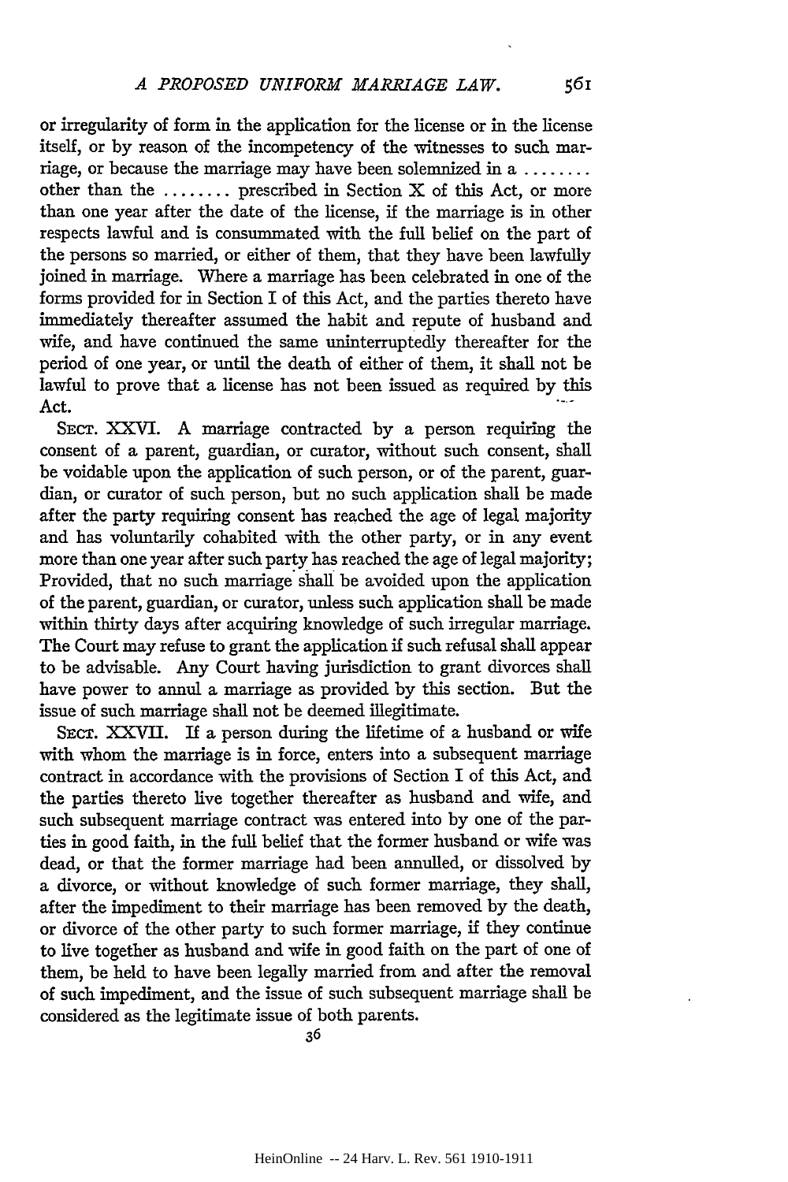or irregularity of form in the application for the license or in the license itself, or by reason of the incompetency of the witnesses to such marriage, or because the marriage may have been solemnized in a ........ other than the ........ prescribed in Section X of this Act, or more than one year after the date of the license, if the marriage is in other respects lawful and is consummated with the full belief on the part of the persons so married, or either of them, that they have been lawfully joined in marriage. Where a marriage has been celebrated in one of the forms provided for in Section I of this Act, and the parties thereto have immediately thereafter assumed the habit and repute of husband and wife, and have continued the same uninterruptedly thereafter for the period of one year, or until the death of either of them, it shall not be lawful to prove that a license has not been issued as required by this Act.

SECT. XXVI. A marriage contracted by a person requiring the consent of a parent, guardian, or curator, without such consent, shall be voidable upon the application of such person, or of the parent, guardian, or curator of such person, but no such application shall be made after the party requiring consent has reached the age of legal majority and has voluntarily cohabited with the other party, or in any event more than one year after such party has reached the age of legal majority; Provided, that no such marriage shall be avoided upon the application of the parent, guardian, or curator, unless such application shall be made within thirty days after acquiring knowledge of such irregular marriage. The Court may refuse to grant the application if such refusal shall appear to be advisable. Any Court having jurisdiction to grant divorces shall have power to annul a marriage as provided by this section. But the issue of such marriage shall not be deemed illegitimate.

SECT. XXVII. If a person during the lifetime of a husband or wife with whom the marriage is in force, enters into a subsequent marriage contract in accordance with the provisions of Section I of this Act, and the parties thereto live together thereafter as husband and wife, and such subsequent marriage contract was entered into by one of the parties in good faith, in the full belief that the former husband or wife was dead, or that the former marriage had been annulled, or dissolved by a divorce, or without knowledge of such former marriage, they shall, after the impediment to their marriage has been removed by the death, or divorce of the other party to such former marriage, if they continue to live together as husband and wife in good faith on the part of one of them, be held to have been legally married from and after the removal of such impediment, and the issue of such subsequent marriage shall be considered as the legitimate issue of both parents.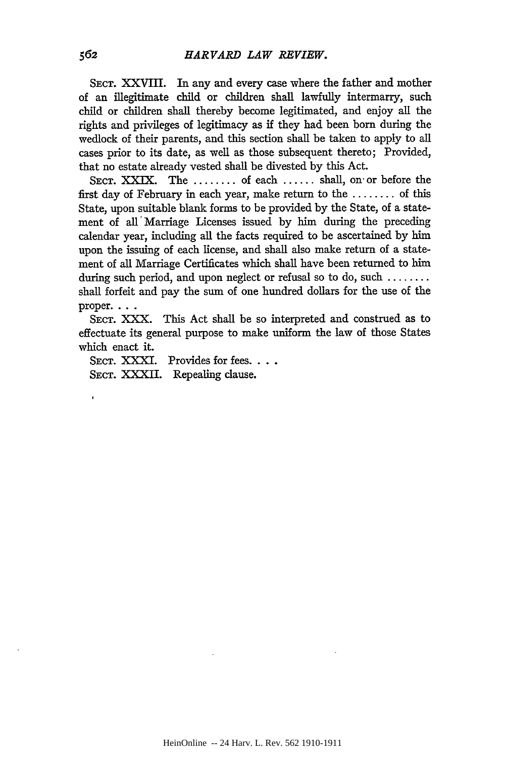SECT. XXVIII. In any and every case where the father and mother of an illegitimate child or children shall lawfully intermarry, such child or children shall thereby become legitimated, and enjoy all the rights and privileges of legitimacy as if they had been born during the wedlock of their parents, and this section shall be taken to apply to all cases prior to its date, as well as those subsequent thereto; Provided, that no estate already vested shall be divested by this Act.

SECT. XXIX. The ........ of each ...... shall, on or before the first day of February in each year, make return to the ........ of this State, upon suitable blank forms to be provided by the State, of a statement of all Marriage Licenses issued by him during the preceding calendar year, including all the facts required to be ascertained by him upon the issuing of each license, and shall also make return of a statement of all Marriage Certificates which shall have been returned to him during such period, and upon neglect or refusal so to do, such ........ shall forfeit and pay the sum of one hundred dollars for the use of the proper. . . .

SECT. XXX. This Act shall be so interpreted and construed as to effectuate its general purpose to make uniform the law of those States which enact it.

SECT. XXXI. Provides for fees. . . .

SECT. XXXII. Repealing clause.